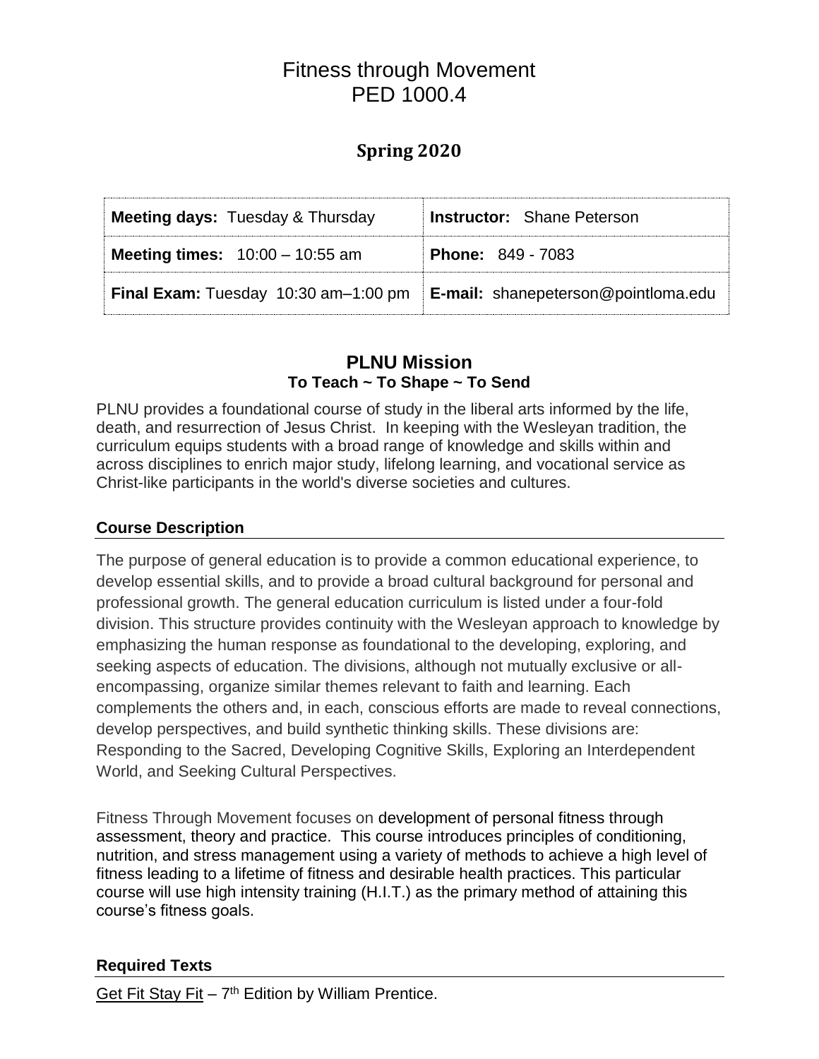# Fitness through Movement
# PED 1000.4

## Spring 2020

| **Meeting days:** Tuesday & Thursday | **Instructor:** Shane Peterson |
|---|---|
| **Meeting times:** 10:00 – 10:55 am | **Phone:** 849 - 7083 |
| **Final Exam:** Tuesday 10:30 am–1:00 pm | **E-mail:** shanepeterson@pointloma.edu |

## PLNU Mission
### To Teach ~ To Shape ~ To Send

PLNU provides a foundational course of study in the liberal arts informed by the life, death, and resurrection of Jesus Christ. In keeping with the Wesleyan tradition, the curriculum equips students with a broad range of knowledge and skills within and across disciplines to enrich major study, lifelong learning, and vocational service as Christ-like participants in the world's diverse societies and cultures.

### Course Description

The purpose of general education is to provide a common educational experience, to develop essential skills, and to provide a broad cultural background for personal and professional growth. The general education curriculum is listed under a four-fold division. This structure provides continuity with the Wesleyan approach to knowledge by emphasizing the human response as foundational to the developing, exploring, and seeking aspects of education. The divisions, although not mutually exclusive or all-encompassing, organize similar themes relevant to faith and learning. Each complements the others and, in each, conscious efforts are made to reveal connections, develop perspectives, and build synthetic thinking skills. These divisions are: Responding to the Sacred, Developing Cognitive Skills, Exploring an Interdependent World, and Seeking Cultural Perspectives.

Fitness Through Movement focuses on development of personal fitness through assessment, theory and practice. This course introduces principles of conditioning, nutrition, and stress management using a variety of methods to achieve a high level of fitness leading to a lifetime of fitness and desirable health practices. This particular course will use high intensity training (H.I.T.) as the primary method of attaining this course's fitness goals.

### Required Texts

Get Fit Stay Fit – 7th Edition by William Prentice.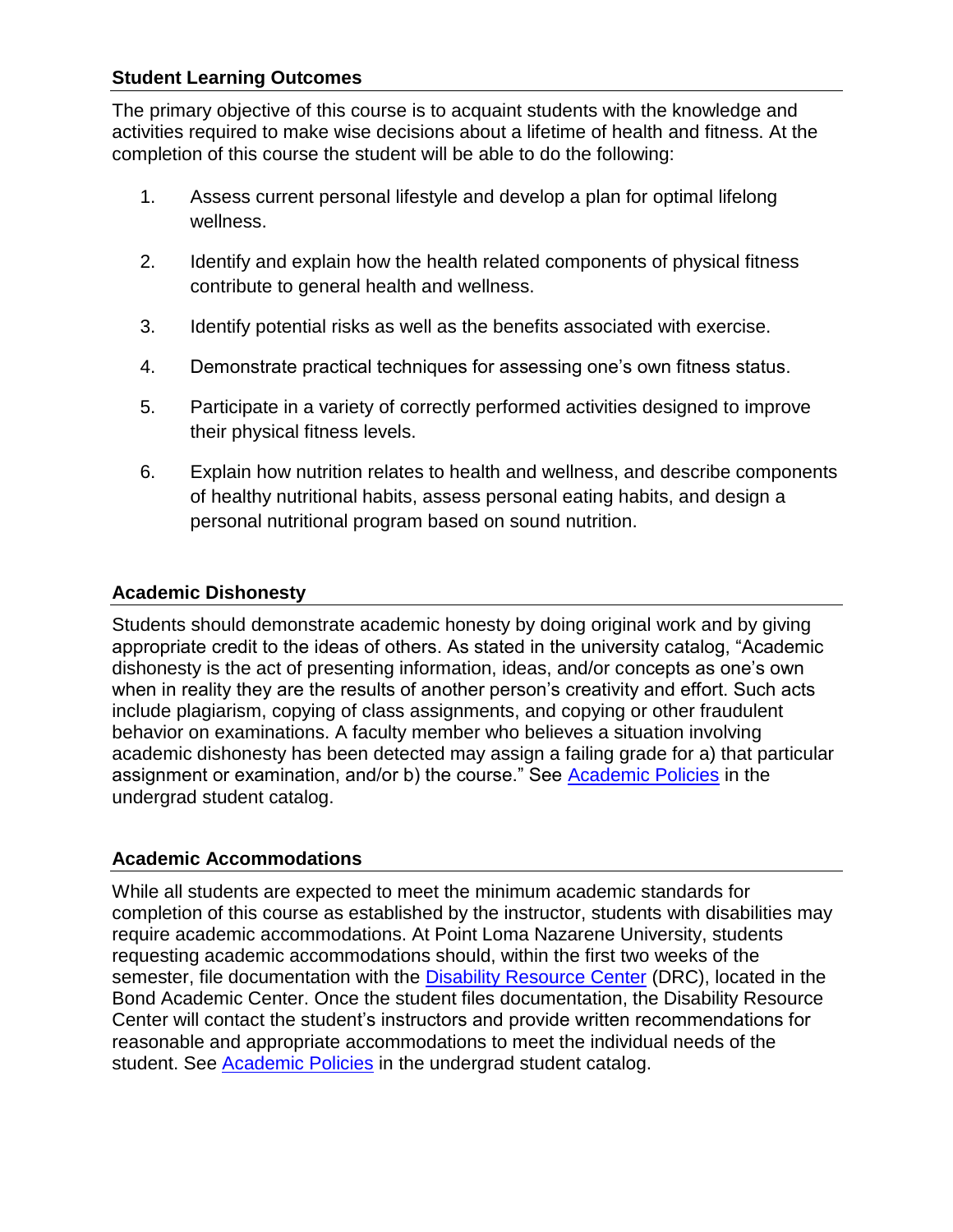## Student Learning Outcomes

The primary objective of this course is to acquaint students with the knowledge and activities required to make wise decisions about a lifetime of health and fitness. At the completion of this course the student will be able to do the following:

1. Assess current personal lifestyle and develop a plan for optimal lifelong wellness.
2. Identify and explain how the health related components of physical fitness contribute to general health and wellness.
3. Identify potential risks as well as the benefits associated with exercise.
4. Demonstrate practical techniques for assessing one's own fitness status.
5. Participate in a variety of correctly performed activities designed to improve their physical fitness levels.
6. Explain how nutrition relates to health and wellness, and describe components of healthy nutritional habits, assess personal eating habits, and design a personal nutritional program based on sound nutrition.

## Academic Dishonesty

Students should demonstrate academic honesty by doing original work and by giving appropriate credit to the ideas of others. As stated in the university catalog, "Academic dishonesty is the act of presenting information, ideas, and/or concepts as one's own when in reality they are the results of another person's creativity and effort. Such acts include plagiarism, copying of class assignments, and copying or other fraudulent behavior on examinations. A faculty member who believes a situation involving academic dishonesty has been detected may assign a failing grade for a) that particular assignment or examination, and/or b) the course." See Academic Policies in the undergrad student catalog.

## Academic Accommodations

While all students are expected to meet the minimum academic standards for completion of this course as established by the instructor, students with disabilities may require academic accommodations. At Point Loma Nazarene University, students requesting academic accommodations should, within the first two weeks of the semester, file documentation with the Disability Resource Center (DRC), located in the Bond Academic Center. Once the student files documentation, the Disability Resource Center will contact the student's instructors and provide written recommendations for reasonable and appropriate accommodations to meet the individual needs of the student. See Academic Policies in the undergrad student catalog.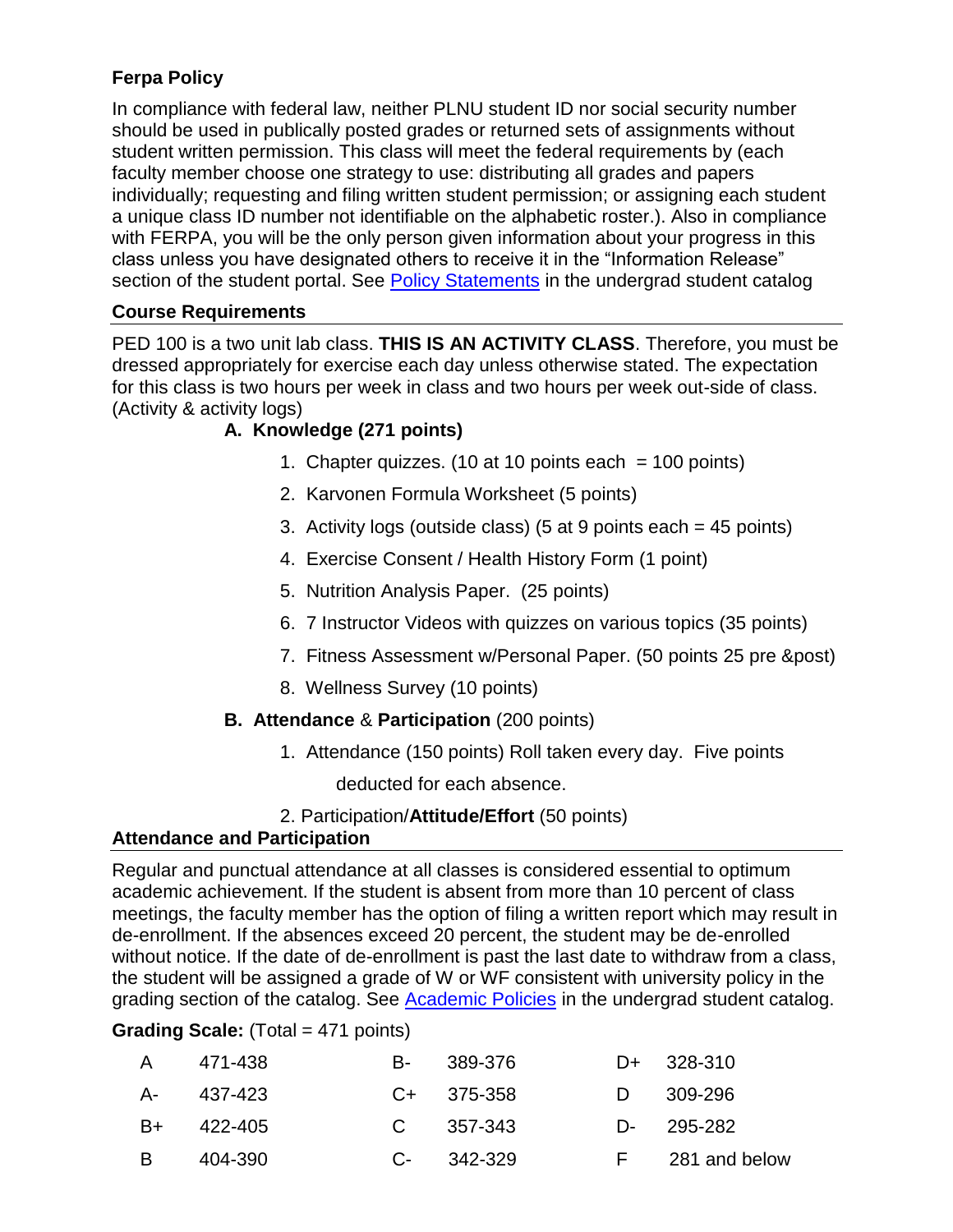**Ferpa Policy**

In compliance with federal law, neither PLNU student ID nor social security number should be used in publically posted grades or returned sets of assignments without student written permission. This class will meet the federal requirements by (each faculty member choose one strategy to use: distributing all grades and papers individually; requesting and filing written student permission; or assigning each student a unique class ID number not identifiable on the alphabetic roster.). Also in compliance with FERPA, you will be the only person given information about your progress in this class unless you have designated others to receive it in the "Information Release" section of the student portal. See [Policy Statements](#) in the undergrad student catalog

**Course Requirements**

PED 100 is a two unit lab class. **THIS IS AN ACTIVITY CLASS**. Therefore, you must be dressed appropriately for exercise each day unless otherwise stated. The expectation for this class is two hours per week in class and two hours per week out-side of class. (Activity & activity logs)

**A. Knowledge (271 points)**

1. Chapter quizzes. (10 at 10 points each = 100 points)
2. Karvonen Formula Worksheet (5 points)
3. Activity logs (outside class) (5 at 9 points each = 45 points)
4. Exercise Consent / Health History Form (1 point)
5. Nutrition Analysis Paper. (25 points)
6. 7 Instructor Videos with quizzes on various topics (35 points)
7. Fitness Assessment w/Personal Paper. (50 points 25 pre &post)
8. Wellness Survey (10 points)

**B. Attendance** & **Participation** (200 points)

1. Attendance (150 points) Roll taken every day. Five points deducted for each absence.
2. Participation/**Attitude/Effort** (50 points)

**Attendance and Participation**

Regular and punctual attendance at all classes is considered essential to optimum academic achievement. If the student is absent from more than 10 percent of class meetings, the faculty member has the option of filing a written report which may result in de-enrollment. If the absences exceed 20 percent, the student may be de-enrolled without notice. If the date of de-enrollment is past the last date to withdraw from a class, the student will be assigned a grade of W or WF consistent with university policy in the grading section of the catalog. See [Academic Policies](#) in the undergrad student catalog.

**Grading Scale:** (Total = 471 points)

| | | | | | |
|---|---|---|---|---|---|
| A | 471-438 | B- | 389-376 | D+ | 328-310 |
| A- | 437-423 | C+ | 375-358 | D | 309-296 |
| B+ | 422-405 | C | 357-343 | D- | 295-282 |
| B | 404-390 | C- | 342-329 | F | 281 and below |